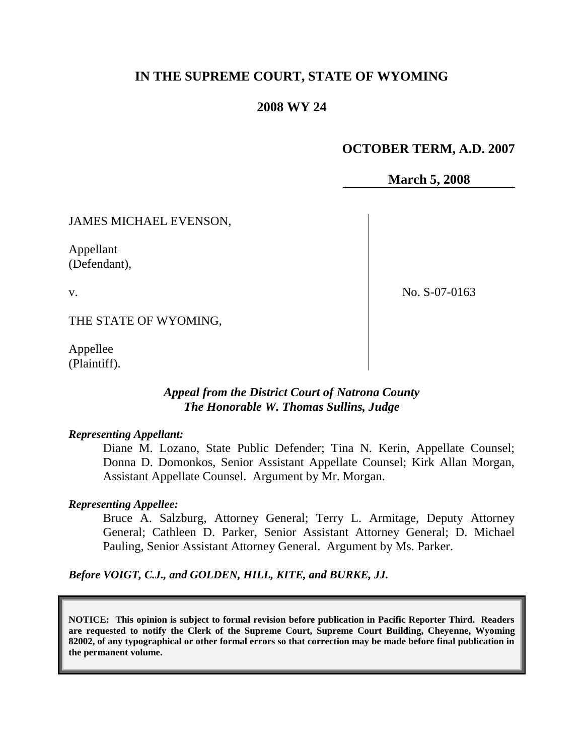# IN THE SUPREME COURT, STATE OF WYOMING

## 2008 WY 24

**OCTOBER TERM, A.D. 2007**

**March 5, 2008**

JAMES MICHAEL EVENSON,

Appellant
(Defendant),

v.

THE STATE OF WYOMING,

Appellee
(Plaintiff).

No. S-07-0163

***Appeal from the District Court of Natrona County***
***The Honorable W. Thomas Sullins, Judge***

***Representing Appellant:***

Diane M. Lozano, State Public Defender; Tina N. Kerin, Appellate Counsel; Donna D. Domonkos, Senior Assistant Appellate Counsel; Kirk Allan Morgan, Assistant Appellate Counsel. Argument by Mr. Morgan.

***Representing Appellee:***

Bruce A. Salzburg, Attorney General; Terry L. Armitage, Deputy Attorney General; Cathleen D. Parker, Senior Assistant Attorney General; D. Michael Pauling, Senior Assistant Attorney General. Argument by Ms. Parker.

***Before VOIGT, C.J., and GOLDEN, HILL, KITE, and BURKE, JJ.***

**NOTICE: This opinion is subject to formal revision before publication in Pacific Reporter Third. Readers are requested to notify the Clerk of the Supreme Court, Supreme Court Building, Cheyenne, Wyoming 82002, of any typographical or other formal errors so that correction may be made before final publication in the permanent volume.**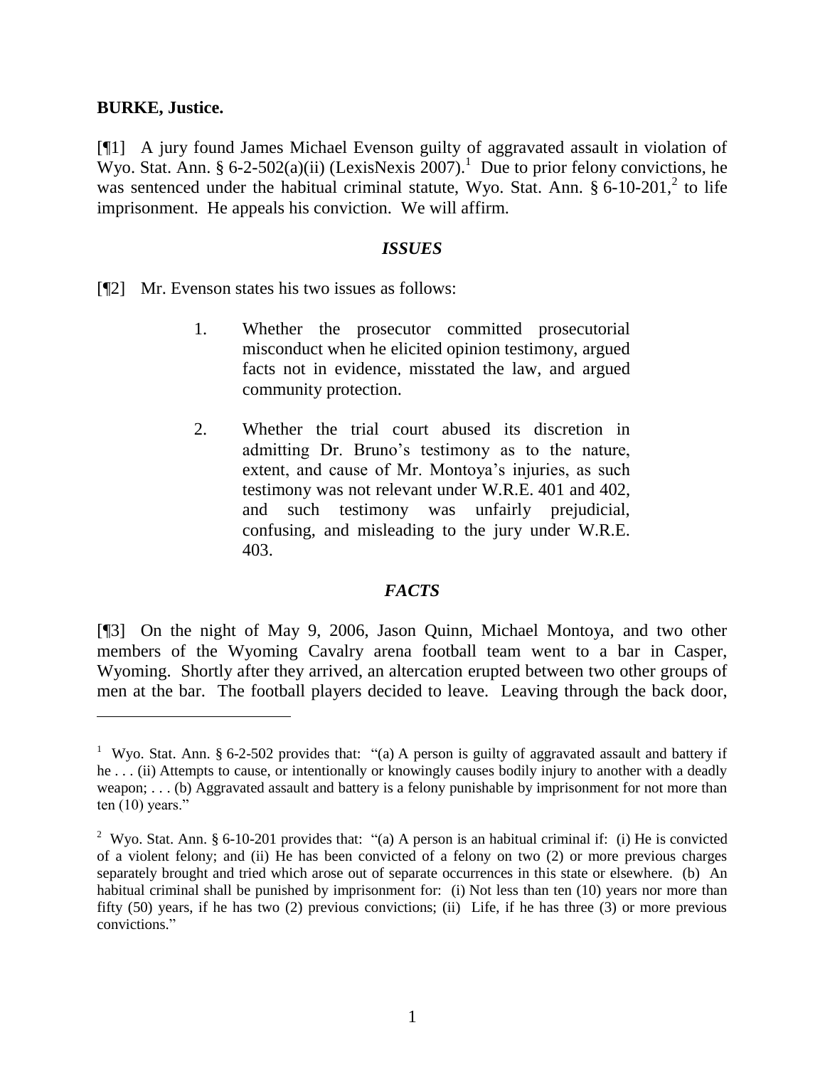**BURKE, Justice.**

[¶1] A jury found James Michael Evenson guilty of aggravated assault in violation of Wyo. Stat. Ann. § 6-2-502(a)(ii) (LexisNexis 2007).[1] Due to prior felony convictions, he was sentenced under the habitual criminal statute, Wyo. Stat. Ann. § 6-10-201,[2] to life imprisonment. He appeals his conviction. We will affirm.

### *ISSUES*

[¶2] Mr. Evenson states his two issues as follows:

> 1. Whether the prosecutor committed prosecutorial misconduct when he elicited opinion testimony, argued facts not in evidence, misstated the law, and argued community protection.
>
> 2. Whether the trial court abused its discretion in admitting Dr. Bruno's testimony as to the nature, extent, and cause of Mr. Montoya's injuries, as such testimony was not relevant under W.R.E. 401 and 402, and such testimony was unfairly prejudicial, confusing, and misleading to the jury under W.R.E. 403.

### *FACTS*

[¶3] On the night of May 9, 2006, Jason Quinn, Michael Montoya, and two other members of the Wyoming Cavalry arena football team went to a bar in Casper, Wyoming. Shortly after they arrived, an altercation erupted between two other groups of men at the bar. The football players decided to leave. Leaving through the back door,

---

[1] Wyo. Stat. Ann. § 6-2-502 provides that: "(a) A person is guilty of aggravated assault and battery if he . . . (ii) Attempts to cause, or intentionally or knowingly causes bodily injury to another with a deadly weapon; . . . (b) Aggravated assault and battery is a felony punishable by imprisonment for not more than ten (10) years."

[2] Wyo. Stat. Ann. § 6-10-201 provides that: "(a) A person is an habitual criminal if: (i) He is convicted of a violent felony; and (ii) He has been convicted of a felony on two (2) or more previous charges separately brought and tried which arose out of separate occurrences in this state or elsewhere. (b) An habitual criminal shall be punished by imprisonment for: (i) Not less than ten (10) years nor more than fifty (50) years, if he has two (2) previous convictions; (ii) Life, if he has three (3) or more previous convictions."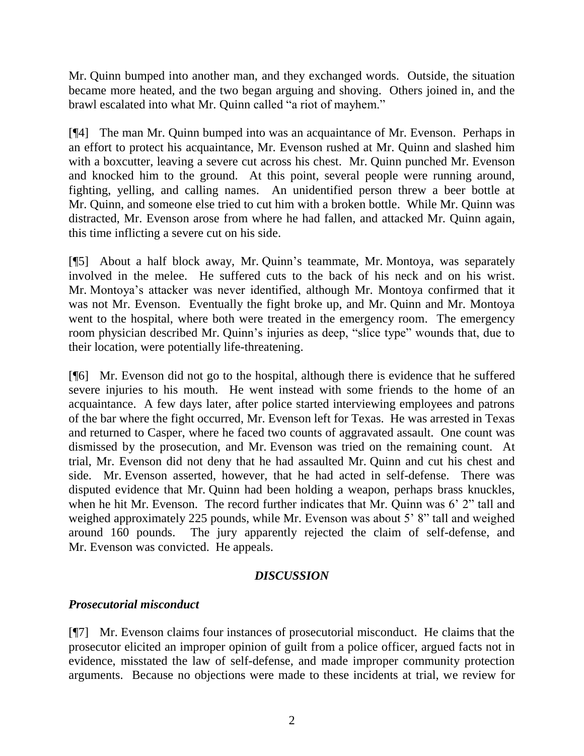Mr. Quinn bumped into another man, and they exchanged words. Outside, the situation became more heated, and the two began arguing and shoving. Others joined in, and the brawl escalated into what Mr. Quinn called "a riot of mayhem."

[¶4] The man Mr. Quinn bumped into was an acquaintance of Mr. Evenson. Perhaps in an effort to protect his acquaintance, Mr. Evenson rushed at Mr. Quinn and slashed him with a boxcutter, leaving a severe cut across his chest. Mr. Quinn punched Mr. Evenson and knocked him to the ground. At this point, several people were running around, fighting, yelling, and calling names. An unidentified person threw a beer bottle at Mr. Quinn, and someone else tried to cut him with a broken bottle. While Mr. Quinn was distracted, Mr. Evenson arose from where he had fallen, and attacked Mr. Quinn again, this time inflicting a severe cut on his side.

[¶5] About a half block away, Mr. Quinn's teammate, Mr. Montoya, was separately involved in the melee. He suffered cuts to the back of his neck and on his wrist. Mr. Montoya's attacker was never identified, although Mr. Montoya confirmed that it was not Mr. Evenson. Eventually the fight broke up, and Mr. Quinn and Mr. Montoya went to the hospital, where both were treated in the emergency room. The emergency room physician described Mr. Quinn's injuries as deep, "slice type" wounds that, due to their location, were potentially life-threatening.

[¶6] Mr. Evenson did not go to the hospital, although there is evidence that he suffered severe injuries to his mouth. He went instead with some friends to the home of an acquaintance. A few days later, after police started interviewing employees and patrons of the bar where the fight occurred, Mr. Evenson left for Texas. He was arrested in Texas and returned to Casper, where he faced two counts of aggravated assault. One count was dismissed by the prosecution, and Mr. Evenson was tried on the remaining count. At trial, Mr. Evenson did not deny that he had assaulted Mr. Quinn and cut his chest and side. Mr. Evenson asserted, however, that he had acted in self-defense. There was disputed evidence that Mr. Quinn had been holding a weapon, perhaps brass knuckles, when he hit Mr. Evenson. The record further indicates that Mr. Quinn was 6' 2" tall and weighed approximately 225 pounds, while Mr. Evenson was about 5' 8" tall and weighed around 160 pounds. The jury apparently rejected the claim of self-defense, and Mr. Evenson was convicted. He appeals.

## *DISCUSSION*

### *Prosecutorial misconduct*

[¶7] Mr. Evenson claims four instances of prosecutorial misconduct. He claims that the prosecutor elicited an improper opinion of guilt from a police officer, argued facts not in evidence, misstated the law of self-defense, and made improper community protection arguments. Because no objections were made to these incidents at trial, we review for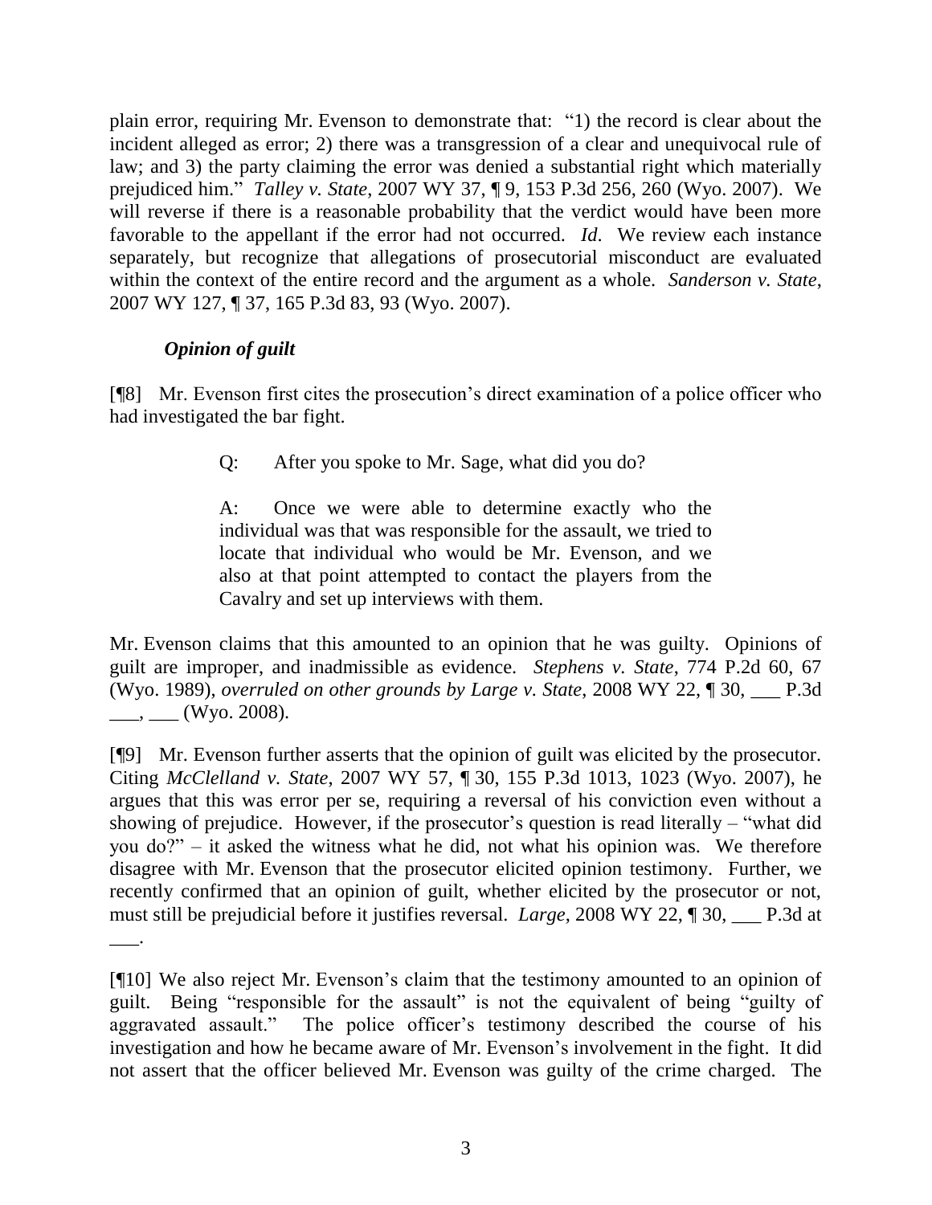plain error, requiring Mr. Evenson to demonstrate that: "1) the record is clear about the incident alleged as error; 2) there was a transgression of a clear and unequivocal rule of law; and 3) the party claiming the error was denied a substantial right which materially prejudiced him." *Talley v. State*, 2007 WY 37, ¶ 9, 153 P.3d 256, 260 (Wyo. 2007). We will reverse if there is a reasonable probability that the verdict would have been more favorable to the appellant if the error had not occurred. *Id*. We review each instance separately, but recognize that allegations of prosecutorial misconduct are evaluated within the context of the entire record and the argument as a whole. *Sanderson v. State*, 2007 WY 127, ¶ 37, 165 P.3d 83, 93 (Wyo. 2007).

***Opinion of guilt***

[¶8] Mr. Evenson first cites the prosecution's direct examination of a police officer who had investigated the bar fight.

> Q: After you spoke to Mr. Sage, what did you do?
>
> A: Once we were able to determine exactly who the individual was that was responsible for the assault, we tried to locate that individual who would be Mr. Evenson, and we also at that point attempted to contact the players from the Cavalry and set up interviews with them.

Mr. Evenson claims that this amounted to an opinion that he was guilty. Opinions of guilt are improper, and inadmissible as evidence. *Stephens v. State*, 774 P.2d 60, 67 (Wyo. 1989), *overruled on other grounds by Large v. State*, 2008 WY 22, ¶ 30, ___ P.3d ___, ___ (Wyo. 2008).

[¶9] Mr. Evenson further asserts that the opinion of guilt was elicited by the prosecutor. Citing *McClelland v. State*, 2007 WY 57, ¶ 30, 155 P.3d 1013, 1023 (Wyo. 2007), he argues that this was error per se, requiring a reversal of his conviction even without a showing of prejudice. However, if the prosecutor's question is read literally – "what did you do?" – it asked the witness what he did, not what his opinion was. We therefore disagree with Mr. Evenson that the prosecutor elicited opinion testimony. Further, we recently confirmed that an opinion of guilt, whether elicited by the prosecutor or not, must still be prejudicial before it justifies reversal. *Large*, 2008 WY 22, ¶ 30, ___ P.3d at ___.

[¶10] We also reject Mr. Evenson's claim that the testimony amounted to an opinion of guilt. Being "responsible for the assault" is not the equivalent of being "guilty of aggravated assault." The police officer's testimony described the course of his investigation and how he became aware of Mr. Evenson's involvement in the fight. It did not assert that the officer believed Mr. Evenson was guilty of the crime charged. The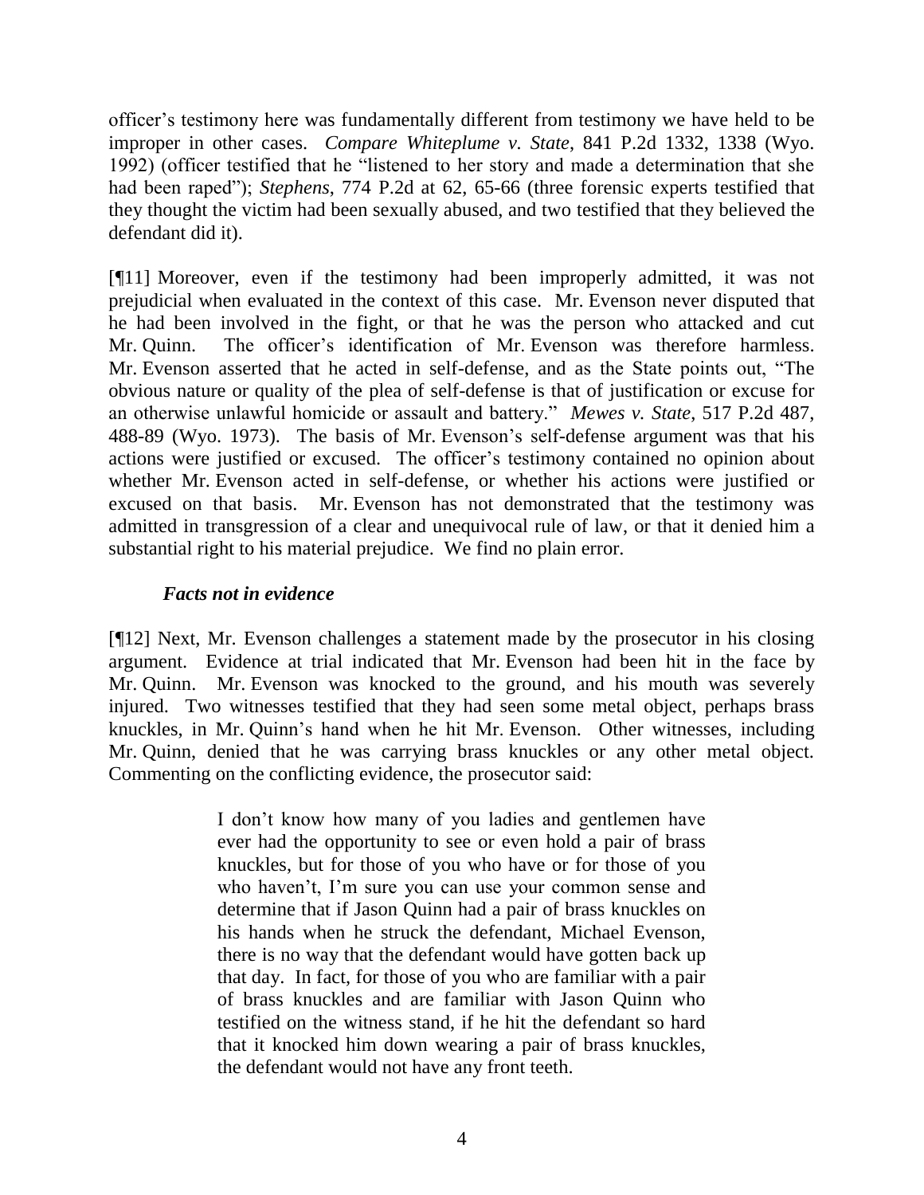officer's testimony here was fundamentally different from testimony we have held to be improper in other cases. *Compare Whiteplume v. State*, 841 P.2d 1332, 1338 (Wyo. 1992) (officer testified that he "listened to her story and made a determination that she had been raped"); *Stephens*, 774 P.2d at 62, 65-66 (three forensic experts testified that they thought the victim had been sexually abused, and two testified that they believed the defendant did it).

[¶11] Moreover, even if the testimony had been improperly admitted, it was not prejudicial when evaluated in the context of this case. Mr. Evenson never disputed that he had been involved in the fight, or that he was the person who attacked and cut Mr. Quinn. The officer's identification of Mr. Evenson was therefore harmless. Mr. Evenson asserted that he acted in self-defense, and as the State points out, "The obvious nature or quality of the plea of self-defense is that of justification or excuse for an otherwise unlawful homicide or assault and battery." *Mewes v. State*, 517 P.2d 487, 488-89 (Wyo. 1973). The basis of Mr. Evenson's self-defense argument was that his actions were justified or excused. The officer's testimony contained no opinion about whether Mr. Evenson acted in self-defense, or whether his actions were justified or excused on that basis. Mr. Evenson has not demonstrated that the testimony was admitted in transgression of a clear and unequivocal rule of law, or that it denied him a substantial right to his material prejudice. We find no plain error.

### *Facts not in evidence*

[¶12] Next, Mr. Evenson challenges a statement made by the prosecutor in his closing argument. Evidence at trial indicated that Mr. Evenson had been hit in the face by Mr. Quinn. Mr. Evenson was knocked to the ground, and his mouth was severely injured. Two witnesses testified that they had seen some metal object, perhaps brass knuckles, in Mr. Quinn's hand when he hit Mr. Evenson. Other witnesses, including Mr. Quinn, denied that he was carrying brass knuckles or any other metal object. Commenting on the conflicting evidence, the prosecutor said:

> I don't know how many of you ladies and gentlemen have ever had the opportunity to see or even hold a pair of brass knuckles, but for those of you who have or for those of you who haven't, I'm sure you can use your common sense and determine that if Jason Quinn had a pair of brass knuckles on his hands when he struck the defendant, Michael Evenson, there is no way that the defendant would have gotten back up that day. In fact, for those of you who are familiar with a pair of brass knuckles and are familiar with Jason Quinn who testified on the witness stand, if he hit the defendant so hard that it knocked him down wearing a pair of brass knuckles, the defendant would not have any front teeth.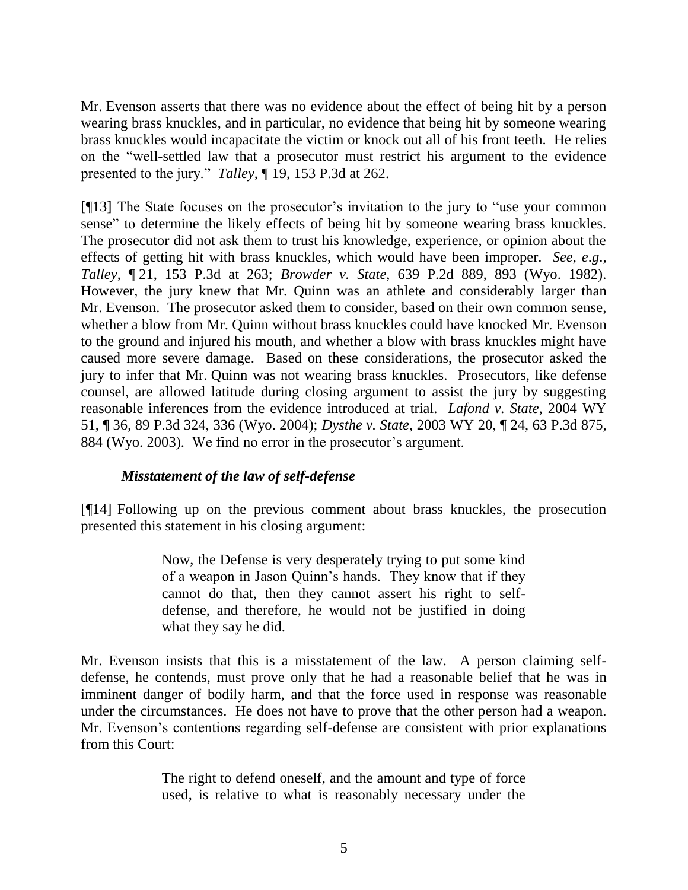Mr. Evenson asserts that there was no evidence about the effect of being hit by a person wearing brass knuckles, and in particular, no evidence that being hit by someone wearing brass knuckles would incapacitate the victim or knock out all of his front teeth. He relies on the "well-settled law that a prosecutor must restrict his argument to the evidence presented to the jury." *Talley*, ¶ 19, 153 P.3d at 262.

[¶13] The State focuses on the prosecutor's invitation to the jury to "use your common sense" to determine the likely effects of being hit by someone wearing brass knuckles. The prosecutor did not ask them to trust his knowledge, experience, or opinion about the effects of getting hit with brass knuckles, which would have been improper. *See*, *e.g.*, *Talley*, ¶ 21, 153 P.3d at 263; *Browder v. State*, 639 P.2d 889, 893 (Wyo. 1982). However, the jury knew that Mr. Quinn was an athlete and considerably larger than Mr. Evenson. The prosecutor asked them to consider, based on their own common sense, whether a blow from Mr. Quinn without brass knuckles could have knocked Mr. Evenson to the ground and injured his mouth, and whether a blow with brass knuckles might have caused more severe damage. Based on these considerations, the prosecutor asked the jury to infer that Mr. Quinn was not wearing brass knuckles. Prosecutors, like defense counsel, are allowed latitude during closing argument to assist the jury by suggesting reasonable inferences from the evidence introduced at trial. *Lafond v. State*, 2004 WY 51, ¶ 36, 89 P.3d 324, 336 (Wyo. 2004); *Dysthe v. State*, 2003 WY 20, ¶ 24, 63 P.3d 875, 884 (Wyo. 2003). We find no error in the prosecutor's argument.

### *Misstatement of the law of self-defense*

[¶14] Following up on the previous comment about brass knuckles, the prosecution presented this statement in his closing argument:

> Now, the Defense is very desperately trying to put some kind of a weapon in Jason Quinn's hands. They know that if they cannot do that, then they cannot assert his right to self-defense, and therefore, he would not be justified in doing what they say he did.

Mr. Evenson insists that this is a misstatement of the law. A person claiming self-defense, he contends, must prove only that he had a reasonable belief that he was in imminent danger of bodily harm, and that the force used in response was reasonable under the circumstances. He does not have to prove that the other person had a weapon. Mr. Evenson's contentions regarding self-defense are consistent with prior explanations from this Court:

> The right to defend oneself, and the amount and type of force used, is relative to what is reasonably necessary under the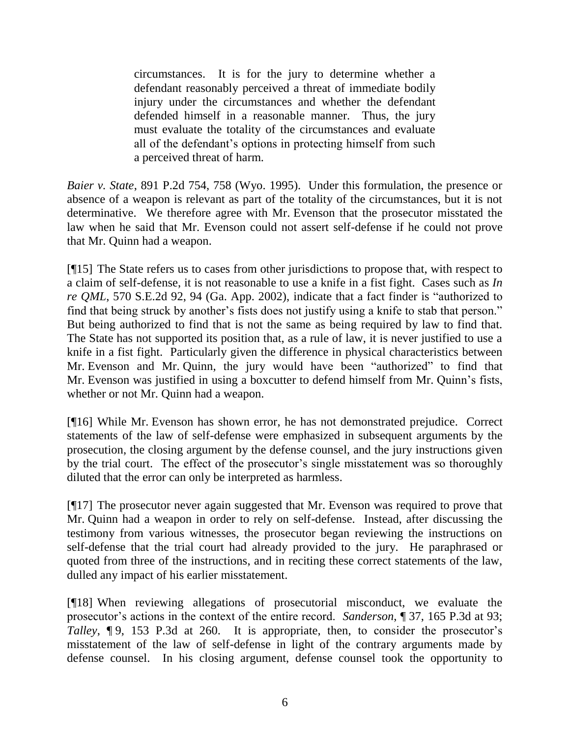> circumstances. It is for the jury to determine whether a defendant reasonably perceived a threat of immediate bodily injury under the circumstances and whether the defendant defended himself in a reasonable manner. Thus, the jury must evaluate the totality of the circumstances and evaluate all of the defendant's options in protecting himself from such a perceived threat of harm.

*Baier v. State*, 891 P.2d 754, 758 (Wyo. 1995). Under this formulation, the presence or absence of a weapon is relevant as part of the totality of the circumstances, but it is not determinative. We therefore agree with Mr. Evenson that the prosecutor misstated the law when he said that Mr. Evenson could not assert self-defense if he could not prove that Mr. Quinn had a weapon.

[¶15] The State refers us to cases from other jurisdictions to propose that, with respect to a claim of self-defense, it is not reasonable to use a knife in a fist fight. Cases such as *In re QML*, 570 S.E.2d 92, 94 (Ga. App. 2002), indicate that a fact finder is "authorized to find that being struck by another's fists does not justify using a knife to stab that person." But being authorized to find that is not the same as being required by law to find that. The State has not supported its position that, as a rule of law, it is never justified to use a knife in a fist fight. Particularly given the difference in physical characteristics between Mr. Evenson and Mr. Quinn, the jury would have been "authorized" to find that Mr. Evenson was justified in using a boxcutter to defend himself from Mr. Quinn's fists, whether or not Mr. Quinn had a weapon.

[¶16] While Mr. Evenson has shown error, he has not demonstrated prejudice. Correct statements of the law of self-defense were emphasized in subsequent arguments by the prosecution, the closing argument by the defense counsel, and the jury instructions given by the trial court. The effect of the prosecutor's single misstatement was so thoroughly diluted that the error can only be interpreted as harmless.

[¶17] The prosecutor never again suggested that Mr. Evenson was required to prove that Mr. Quinn had a weapon in order to rely on self-defense. Instead, after discussing the testimony from various witnesses, the prosecutor began reviewing the instructions on self-defense that the trial court had already provided to the jury. He paraphrased or quoted from three of the instructions, and in reciting these correct statements of the law, dulled any impact of his earlier misstatement.

[¶18] When reviewing allegations of prosecutorial misconduct, we evaluate the prosecutor's actions in the context of the entire record. *Sanderson*, ¶ 37, 165 P.3d at 93; *Talley*, ¶ 9, 153 P.3d at 260. It is appropriate, then, to consider the prosecutor's misstatement of the law of self-defense in light of the contrary arguments made by defense counsel. In his closing argument, defense counsel took the opportunity to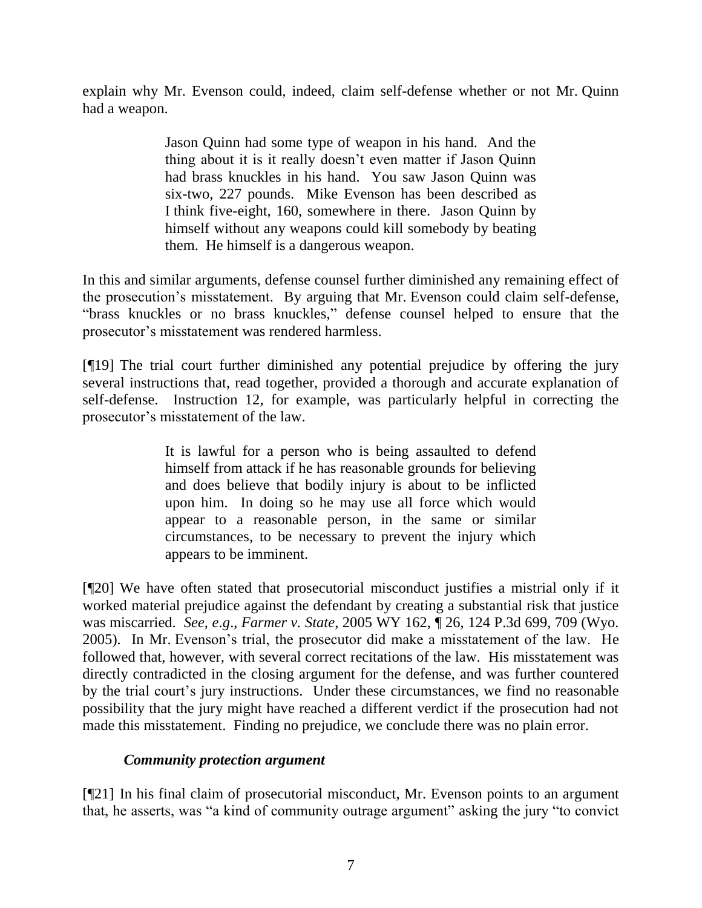explain why Mr. Evenson could, indeed, claim self-defense whether or not Mr. Quinn had a weapon.

> Jason Quinn had some type of weapon in his hand. And the thing about it is it really doesn't even matter if Jason Quinn had brass knuckles in his hand. You saw Jason Quinn was six-two, 227 pounds. Mike Evenson has been described as I think five-eight, 160, somewhere in there. Jason Quinn by himself without any weapons could kill somebody by beating them. He himself is a dangerous weapon.

In this and similar arguments, defense counsel further diminished any remaining effect of the prosecution's misstatement. By arguing that Mr. Evenson could claim self-defense, "brass knuckles or no brass knuckles," defense counsel helped to ensure that the prosecutor's misstatement was rendered harmless.

[¶19] The trial court further diminished any potential prejudice by offering the jury several instructions that, read together, provided a thorough and accurate explanation of self-defense. Instruction 12, for example, was particularly helpful in correcting the prosecutor's misstatement of the law.

> It is lawful for a person who is being assaulted to defend himself from attack if he has reasonable grounds for believing and does believe that bodily injury is about to be inflicted upon him. In doing so he may use all force which would appear to a reasonable person, in the same or similar circumstances, to be necessary to prevent the injury which appears to be imminent.

[¶20] We have often stated that prosecutorial misconduct justifies a mistrial only if it worked material prejudice against the defendant by creating a substantial risk that justice was miscarried. *See*, *e.g*., *Farmer v. State*, 2005 WY 162, ¶ 26, 124 P.3d 699, 709 (Wyo. 2005). In Mr. Evenson's trial, the prosecutor did make a misstatement of the law. He followed that, however, with several correct recitations of the law. His misstatement was directly contradicted in the closing argument for the defense, and was further countered by the trial court's jury instructions. Under these circumstances, we find no reasonable possibility that the jury might have reached a different verdict if the prosecution had not made this misstatement. Finding no prejudice, we conclude there was no plain error.

***Community protection argument***

[¶21] In his final claim of prosecutorial misconduct, Mr. Evenson points to an argument that, he asserts, was "a kind of community outrage argument" asking the jury "to convict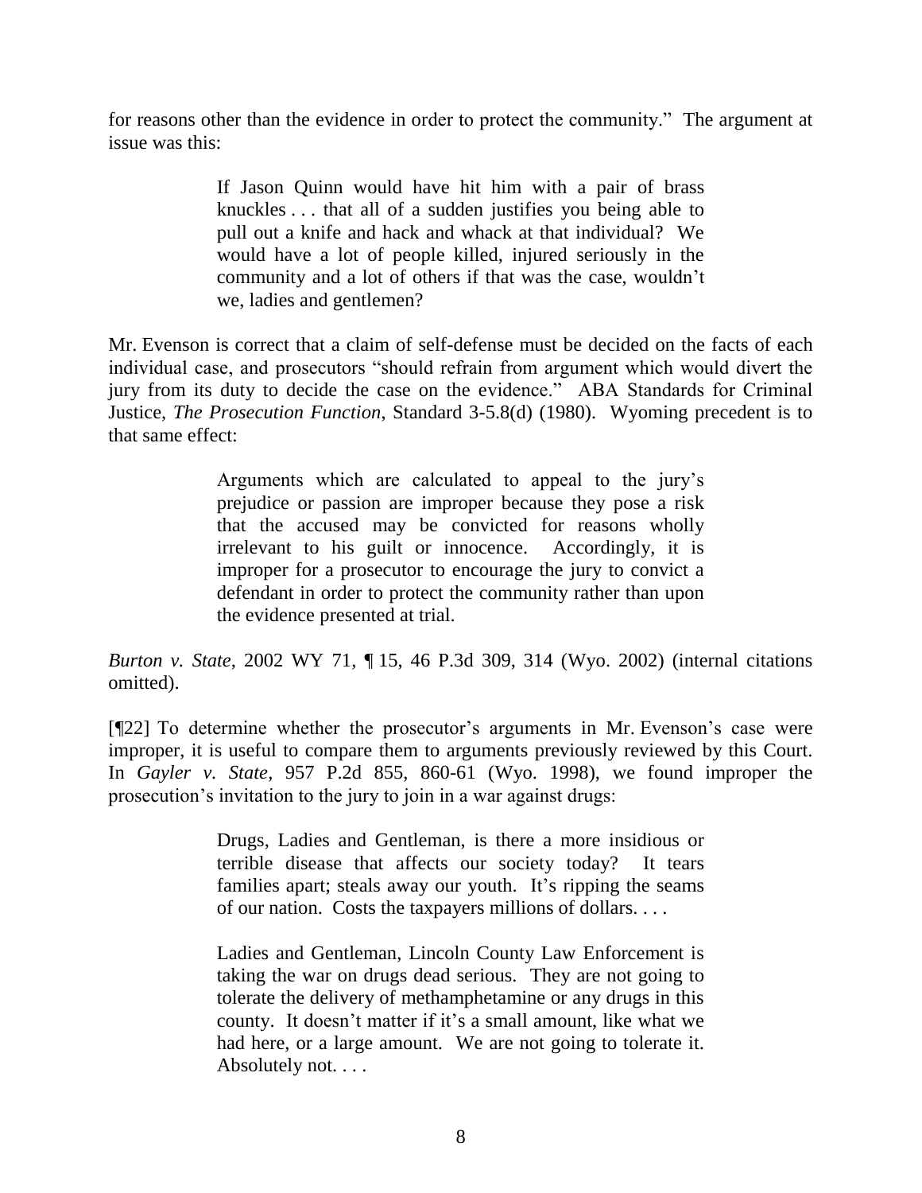for reasons other than the evidence in order to protect the community." The argument at issue was this:

> If Jason Quinn would have hit him with a pair of brass knuckles . . . that all of a sudden justifies you being able to pull out a knife and hack and whack at that individual? We would have a lot of people killed, injured seriously in the community and a lot of others if that was the case, wouldn't we, ladies and gentlemen?

Mr. Evenson is correct that a claim of self-defense must be decided on the facts of each individual case, and prosecutors "should refrain from argument which would divert the jury from its duty to decide the case on the evidence." ABA Standards for Criminal Justice, *The Prosecution Function*, Standard 3-5.8(d) (1980). Wyoming precedent is to that same effect:

> Arguments which are calculated to appeal to the jury's prejudice or passion are improper because they pose a risk that the accused may be convicted for reasons wholly irrelevant to his guilt or innocence. Accordingly, it is improper for a prosecutor to encourage the jury to convict a defendant in order to protect the community rather than upon the evidence presented at trial.

*Burton v. State*, 2002 WY 71, ¶ 15, 46 P.3d 309, 314 (Wyo. 2002) (internal citations omitted).

[¶22] To determine whether the prosecutor's arguments in Mr. Evenson's case were improper, it is useful to compare them to arguments previously reviewed by this Court. In *Gayler v. State*, 957 P.2d 855, 860-61 (Wyo. 1998), we found improper the prosecution's invitation to the jury to join in a war against drugs:

> Drugs, Ladies and Gentleman, is there a more insidious or terrible disease that affects our society today? It tears families apart; steals away our youth. It's ripping the seams of our nation. Costs the taxpayers millions of dollars. . . .
>
> Ladies and Gentleman, Lincoln County Law Enforcement is taking the war on drugs dead serious. They are not going to tolerate the delivery of methamphetamine or any drugs in this county. It doesn't matter if it's a small amount, like what we had here, or a large amount. We are not going to tolerate it. Absolutely not. . . .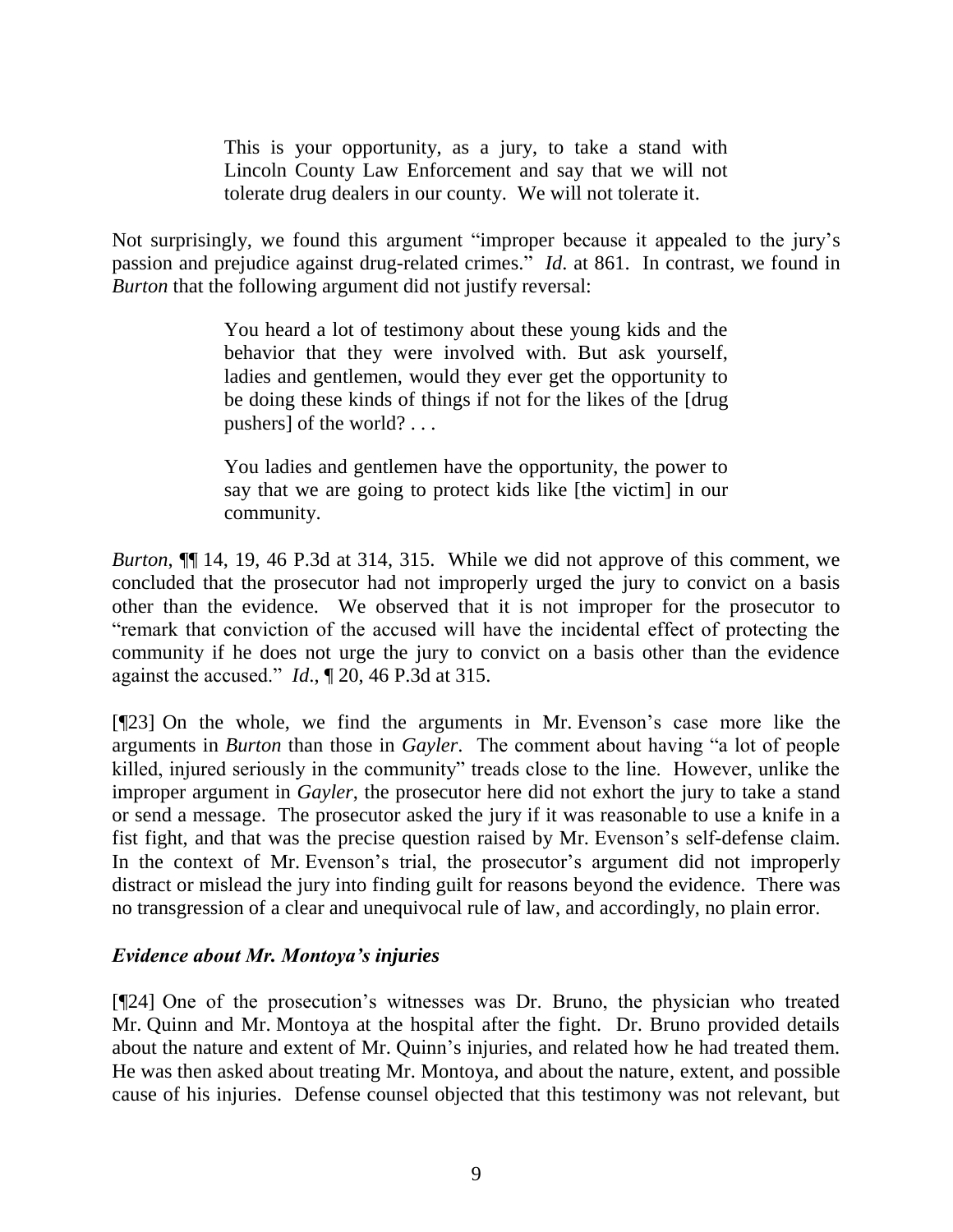> This is your opportunity, as a jury, to take a stand with Lincoln County Law Enforcement and say that we will not tolerate drug dealers in our county. We will not tolerate it.

Not surprisingly, we found this argument "improper because it appealed to the jury's passion and prejudice against drug-related crimes." *Id*. at 861. In contrast, we found in *Burton* that the following argument did not justify reversal:

> You heard a lot of testimony about these young kids and the behavior that they were involved with. But ask yourself, ladies and gentlemen, would they ever get the opportunity to be doing these kinds of things if not for the likes of the [drug pushers] of the world? . . .
>
> You ladies and gentlemen have the opportunity, the power to say that we are going to protect kids like [the victim] in our community.

*Burton*, ¶¶ 14, 19, 46 P.3d at 314, 315. While we did not approve of this comment, we concluded that the prosecutor had not improperly urged the jury to convict on a basis other than the evidence. We observed that it is not improper for the prosecutor to "remark that conviction of the accused will have the incidental effect of protecting the community if he does not urge the jury to convict on a basis other than the evidence against the accused." *Id*., ¶ 20, 46 P.3d at 315.

[¶23] On the whole, we find the arguments in Mr. Evenson's case more like the arguments in *Burton* than those in *Gayler*. The comment about having "a lot of people killed, injured seriously in the community" treads close to the line. However, unlike the improper argument in *Gayler*, the prosecutor here did not exhort the jury to take a stand or send a message. The prosecutor asked the jury if it was reasonable to use a knife in a fist fight, and that was the precise question raised by Mr. Evenson's self-defense claim. In the context of Mr. Evenson's trial, the prosecutor's argument did not improperly distract or mislead the jury into finding guilt for reasons beyond the evidence. There was no transgression of a clear and unequivocal rule of law, and accordingly, no plain error.

### *Evidence about Mr. Montoya's injuries*

[¶24] One of the prosecution's witnesses was Dr. Bruno, the physician who treated Mr. Quinn and Mr. Montoya at the hospital after the fight. Dr. Bruno provided details about the nature and extent of Mr. Quinn's injuries, and related how he had treated them. He was then asked about treating Mr. Montoya, and about the nature, extent, and possible cause of his injuries. Defense counsel objected that this testimony was not relevant, but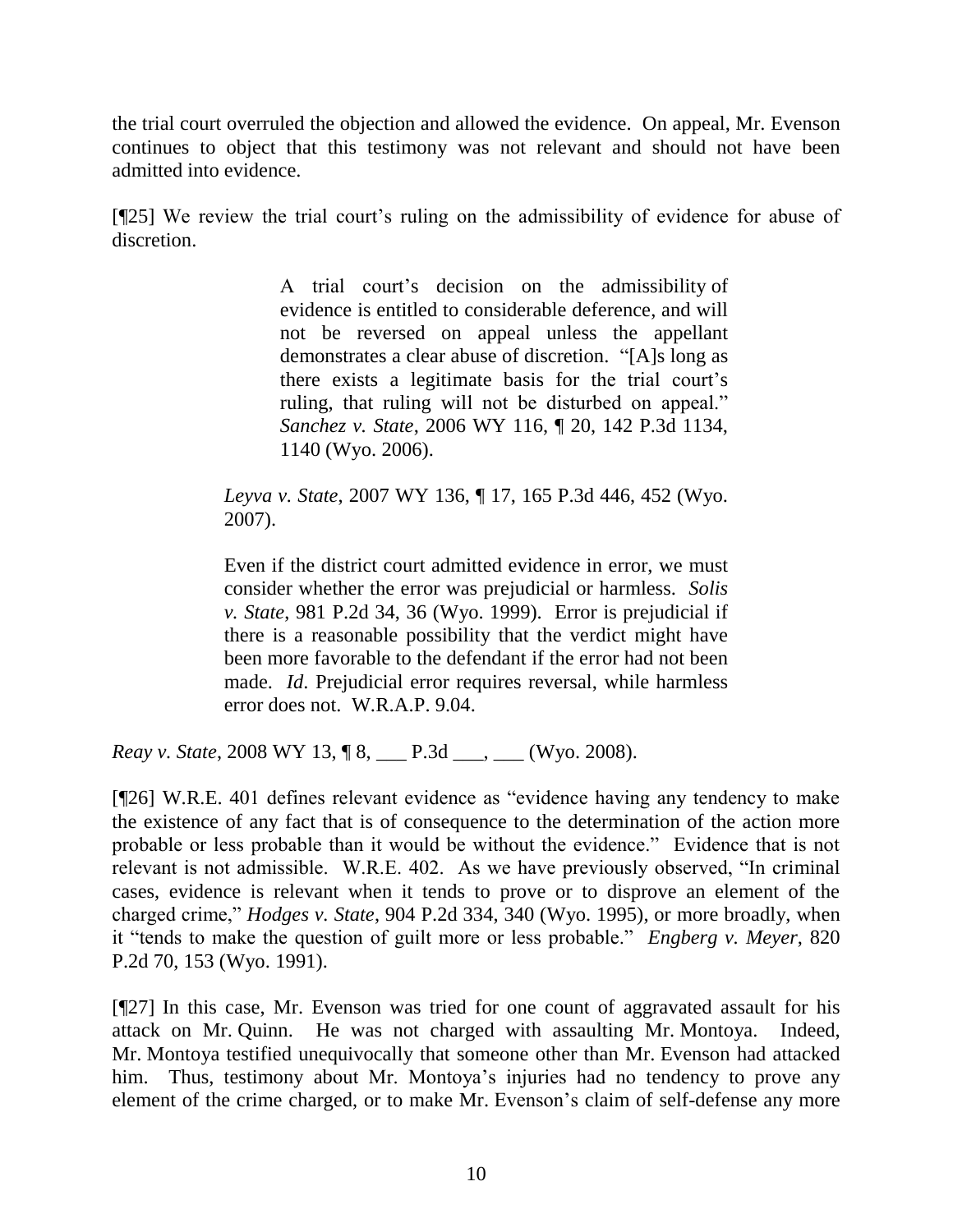the trial court overruled the objection and allowed the evidence. On appeal, Mr. Evenson continues to object that this testimony was not relevant and should not have been admitted into evidence.

[¶25] We review the trial court's ruling on the admissibility of evidence for abuse of discretion.

> > A trial court's decision on the admissibility of evidence is entitled to considerable deference, and will not be reversed on appeal unless the appellant demonstrates a clear abuse of discretion. "[A]s long as there exists a legitimate basis for the trial court's ruling, that ruling will not be disturbed on appeal." *Sanchez v. State*, 2006 WY 116, ¶ 20, 142 P.3d 1134, 1140 (Wyo. 2006).
>
> *Leyva v. State*, 2007 WY 136, ¶ 17, 165 P.3d 446, 452 (Wyo. 2007).
>
> Even if the district court admitted evidence in error, we must consider whether the error was prejudicial or harmless. *Solis v. State*, 981 P.2d 34, 36 (Wyo. 1999). Error is prejudicial if there is a reasonable possibility that the verdict might have been more favorable to the defendant if the error had not been made. *Id*. Prejudicial error requires reversal, while harmless error does not. W.R.A.P. 9.04.

*Reay v. State*, 2008 WY 13, ¶ 8, ___ P.3d ___, ___ (Wyo. 2008).

[¶26] W.R.E. 401 defines relevant evidence as "evidence having any tendency to make the existence of any fact that is of consequence to the determination of the action more probable or less probable than it would be without the evidence." Evidence that is not relevant is not admissible. W.R.E. 402. As we have previously observed, "In criminal cases, evidence is relevant when it tends to prove or to disprove an element of the charged crime," *Hodges v. State*, 904 P.2d 334, 340 (Wyo. 1995), or more broadly, when it "tends to make the question of guilt more or less probable." *Engberg v. Meyer*, 820 P.2d 70, 153 (Wyo. 1991).

[¶27] In this case, Mr. Evenson was tried for one count of aggravated assault for his attack on Mr. Quinn. He was not charged with assaulting Mr. Montoya. Indeed, Mr. Montoya testified unequivocally that someone other than Mr. Evenson had attacked him. Thus, testimony about Mr. Montoya's injuries had no tendency to prove any element of the crime charged, or to make Mr. Evenson's claim of self-defense any more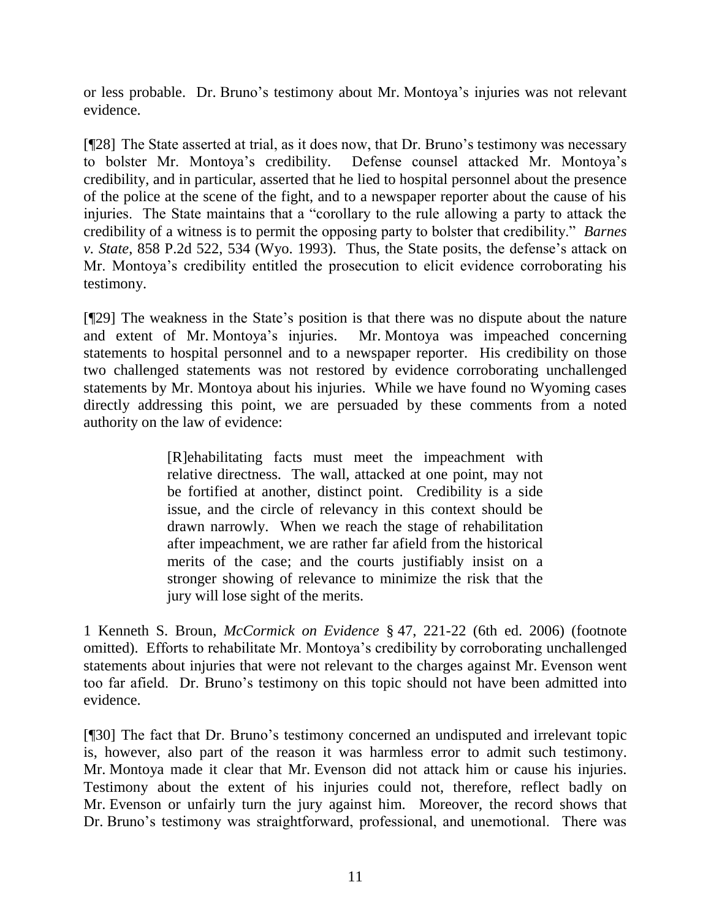or less probable. Dr. Bruno's testimony about Mr. Montoya's injuries was not relevant evidence.

[¶28] The State asserted at trial, as it does now, that Dr. Bruno's testimony was necessary to bolster Mr. Montoya's credibility. Defense counsel attacked Mr. Montoya's credibility, and in particular, asserted that he lied to hospital personnel about the presence of the police at the scene of the fight, and to a newspaper reporter about the cause of his injuries. The State maintains that a "corollary to the rule allowing a party to attack the credibility of a witness is to permit the opposing party to bolster that credibility." *Barnes v. State*, 858 P.2d 522, 534 (Wyo. 1993). Thus, the State posits, the defense's attack on Mr. Montoya's credibility entitled the prosecution to elicit evidence corroborating his testimony.

[¶29] The weakness in the State's position is that there was no dispute about the nature and extent of Mr. Montoya's injuries. Mr. Montoya was impeached concerning statements to hospital personnel and to a newspaper reporter. His credibility on those two challenged statements was not restored by evidence corroborating unchallenged statements by Mr. Montoya about his injuries. While we have found no Wyoming cases directly addressing this point, we are persuaded by these comments from a noted authority on the law of evidence:

> [R]ehabilitating facts must meet the impeachment with relative directness. The wall, attacked at one point, may not be fortified at another, distinct point. Credibility is a side issue, and the circle of relevancy in this context should be drawn narrowly. When we reach the stage of rehabilitation after impeachment, we are rather far afield from the historical merits of the case; and the courts justifiably insist on a stronger showing of relevance to minimize the risk that the jury will lose sight of the merits.

1 Kenneth S. Broun, *McCormick on Evidence* § 47, 221-22 (6th ed. 2006) (footnote omitted). Efforts to rehabilitate Mr. Montoya's credibility by corroborating unchallenged statements about injuries that were not relevant to the charges against Mr. Evenson went too far afield. Dr. Bruno's testimony on this topic should not have been admitted into evidence.

[¶30] The fact that Dr. Bruno's testimony concerned an undisputed and irrelevant topic is, however, also part of the reason it was harmless error to admit such testimony. Mr. Montoya made it clear that Mr. Evenson did not attack him or cause his injuries. Testimony about the extent of his injuries could not, therefore, reflect badly on Mr. Evenson or unfairly turn the jury against him. Moreover, the record shows that Dr. Bruno's testimony was straightforward, professional, and unemotional. There was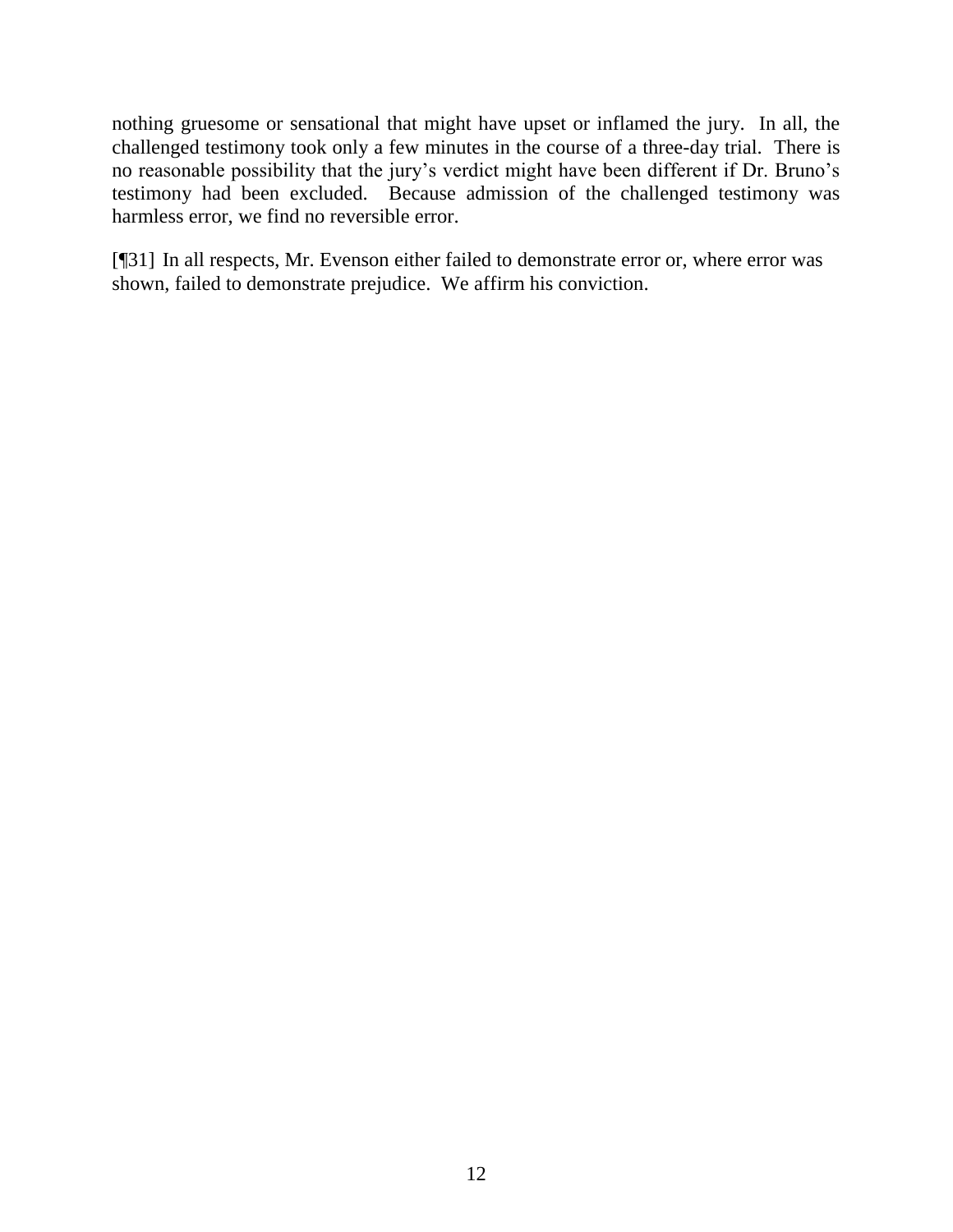nothing gruesome or sensational that might have upset or inflamed the jury. In all, the challenged testimony took only a few minutes in the course of a three-day trial. There is no reasonable possibility that the jury's verdict might have been different if Dr. Bruno's testimony had been excluded. Because admission of the challenged testimony was harmless error, we find no reversible error.

[¶31] In all respects, Mr. Evenson either failed to demonstrate error or, where error was shown, failed to demonstrate prejudice. We affirm his conviction.